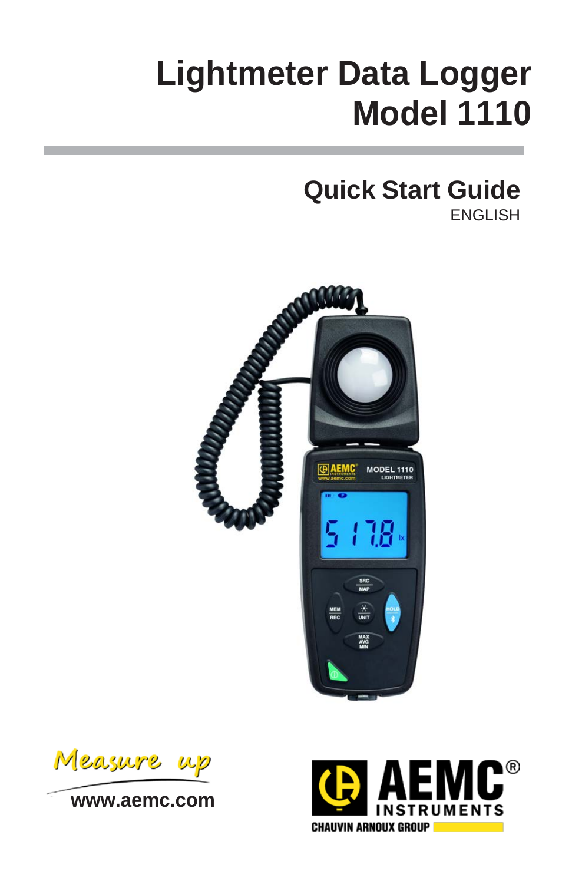# Lightmeter Data Logger Model 1110

## Quick Start Guide

ENGLISH

Measure up

www.aemc.com

AEMC® INSTRUMENTS

CHAUVIN ARNOUX GROUP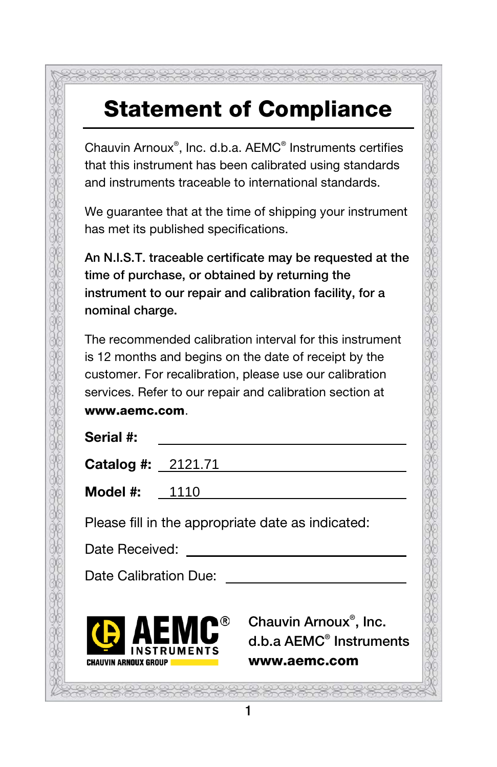# Statement of Compliance

Chauvin Arnoux®, Inc. d.b.a. AEMC® Instruments certifies that this instrument has been calibrated using standards and instruments traceable to international standards.

We guarantee that at the time of shipping your instrument has met its published specifications.

**An N.I.S.T. traceable certificate may be requested at the time of purchase, or obtained by returning the instrument to our repair and calibration facility, for a nominal charge.**

The recommended calibration interval for this instrument is 12 months and begins on the date of receipt by the customer. For recalibration, please use our calibration services. Refer to our repair and calibration section at **www.aemc.com**.

**Serial #:** ____________________

**Catalog #:** 2121.71

**Model #:** 1110

Please fill in the appropriate date as indicated:

Date Received: ____________________

Date Calibration Due: ____________________

AEMC® INSTRUMENTS
CHAUVIN ARNOUX GROUP

Chauvin Arnoux®, Inc.
d.b.a AEMC® Instruments
**www.aemc.com**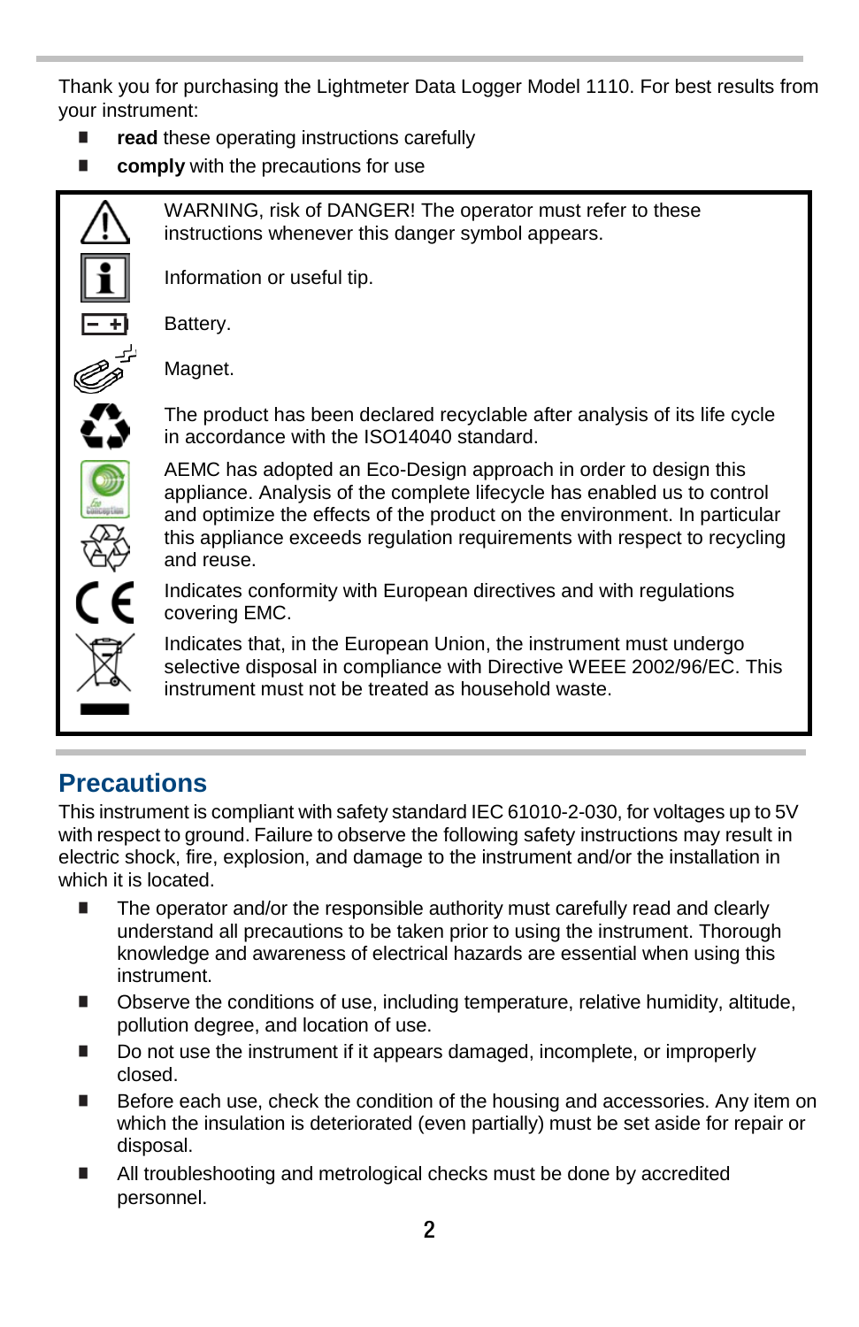Thank you for purchasing the Lightmeter Data Logger Model 1110. For best results from your instrument:

- **read** these operating instructions carefully
- **comply** with the precautions for use

| | |
|---|---|
| | WARNING, risk of DANGER! The operator must refer to these instructions whenever this danger symbol appears. |
| | Information or useful tip. |
| | Battery. |
| | Magnet. |
| | The product has been declared recyclable after analysis of its life cycle in accordance with the ISO14040 standard. |
| | AEMC has adopted an Eco-Design approach in order to design this appliance. Analysis of the complete lifecycle has enabled us to control and optimize the effects of the product on the environment. In particular this appliance exceeds regulation requirements with respect to recycling and reuse. |
| | Indicates conformity with European directives and with regulations covering EMC. |
| | Indicates that, in the European Union, the instrument must undergo selective disposal in compliance with Directive WEEE 2002/96/EC. This instrument must not be treated as household waste. |

## Precautions

This instrument is compliant with safety standard IEC 61010-2-030, for voltages up to 5V with respect to ground. Failure to observe the following safety instructions may result in electric shock, fire, explosion, and damage to the instrument and/or the installation in which it is located.

- The operator and/or the responsible authority must carefully read and clearly understand all precautions to be taken prior to using the instrument. Thorough knowledge and awareness of electrical hazards are essential when using this instrument.
- Observe the conditions of use, including temperature, relative humidity, altitude, pollution degree, and location of use.
- Do not use the instrument if it appears damaged, incomplete, or improperly closed.
- Before each use, check the condition of the housing and accessories. Any item on which the insulation is deteriorated (even partially) must be set aside for repair or disposal.
- All troubleshooting and metrological checks must be done by accredited personnel.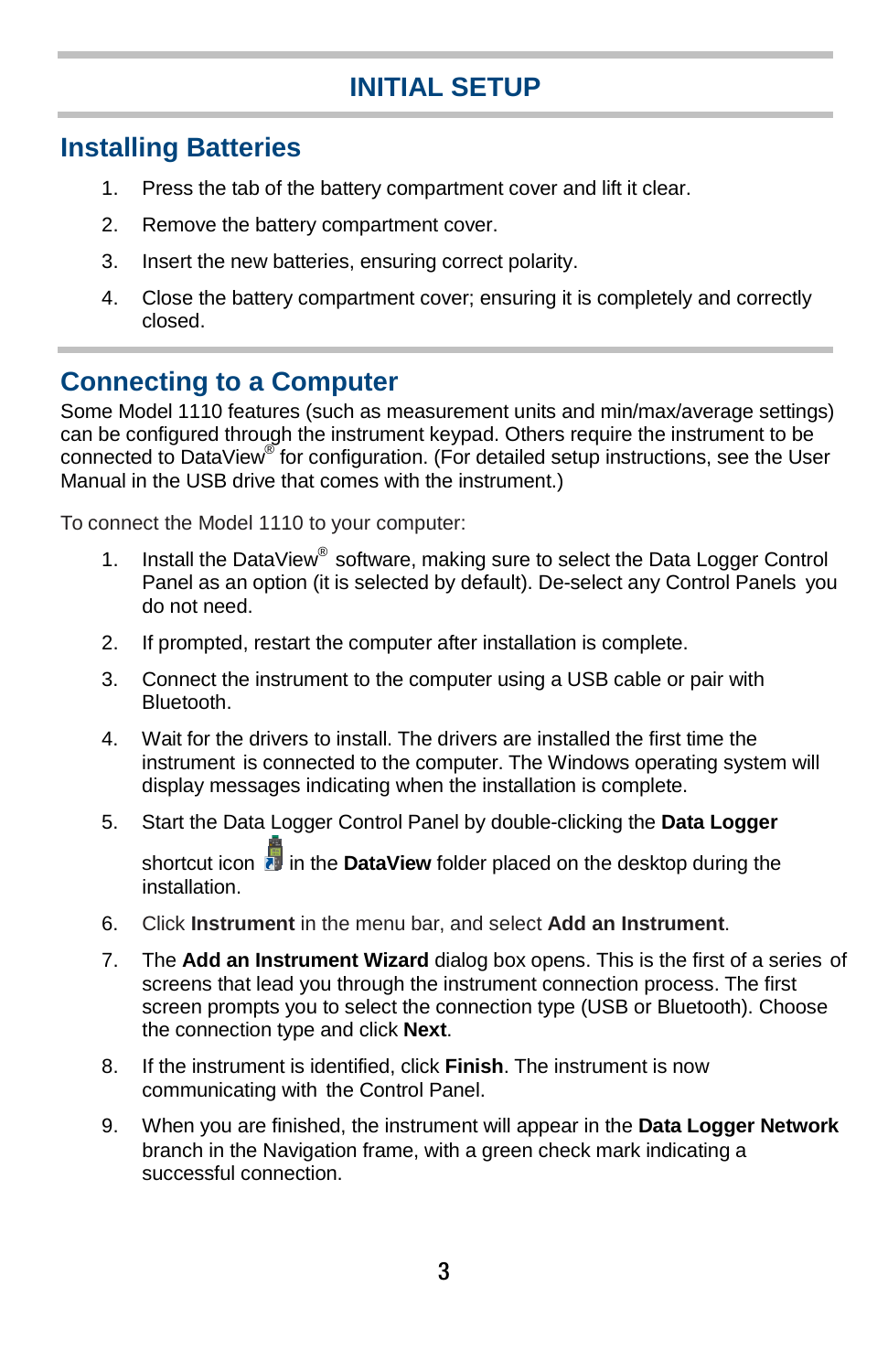# INITIAL SETUP

## Installing Batteries

1. Press the tab of the battery compartment cover and lift it clear.
2. Remove the battery compartment cover.
3. Insert the new batteries, ensuring correct polarity.
4. Close the battery compartment cover; ensuring it is completely and correctly closed.

## Connecting to a Computer

Some Model 1110 features (such as measurement units and min/max/average settings) can be configured through the instrument keypad. Others require the instrument to be connected to DataView® for configuration. (For detailed setup instructions, see the User Manual in the USB drive that comes with the instrument.)

To connect the Model 1110 to your computer:

1. Install the DataView® software, making sure to select the Data Logger Control Panel as an option (it is selected by default). De-select any Control Panels you do not need.
2. If prompted, restart the computer after installation is complete.
3. Connect the instrument to the computer using a USB cable or pair with Bluetooth.
4. Wait for the drivers to install. The drivers are installed the first time the instrument is connected to the computer. The Windows operating system will display messages indicating when the installation is complete.
5. Start the Data Logger Control Panel by double-clicking the **Data Logger** shortcut icon in the **DataView** folder placed on the desktop during the installation.
6. Click **Instrument** in the menu bar, and select **Add an Instrument**.
7. The **Add an Instrument Wizard** dialog box opens. This is the first of a series of screens that lead you through the instrument connection process. The first screen prompts you to select the connection type (USB or Bluetooth). Choose the connection type and click **Next**.
8. If the instrument is identified, click **Finish**. The instrument is now communicating with the Control Panel.
9. When you are finished, the instrument will appear in the **Data Logger Network** branch in the Navigation frame, with a green check mark indicating a successful connection.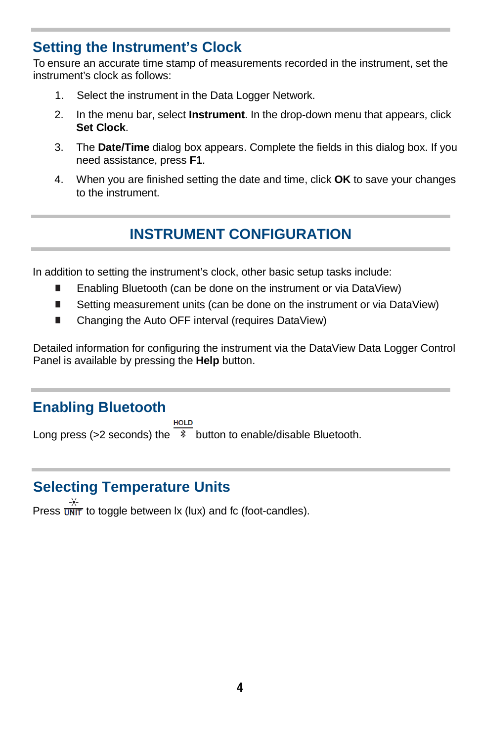## Setting the Instrument's Clock

To ensure an accurate time stamp of measurements recorded in the instrument, set the instrument's clock as follows:

1. Select the instrument in the Data Logger Network.
2. In the menu bar, select **Instrument**. In the drop-down menu that appears, click **Set Clock**.
3. The **Date/Time** dialog box appears. Complete the fields in this dialog box. If you need assistance, press **F1**.
4. When you are finished setting the date and time, click **OK** to save your changes to the instrument.

# INSTRUMENT CONFIGURATION

In addition to setting the instrument's clock, other basic setup tasks include:

- Enabling Bluetooth (can be done on the instrument or via DataView)
- Setting measurement units (can be done on the instrument or via DataView)
- Changing the Auto OFF interval (requires DataView)

Detailed information for configuring the instrument via the DataView Data Logger Control Panel is available by pressing the **Help** button.

## Enabling Bluetooth

Long press (>2 seconds) the HOLD/Bluetooth button to enable/disable Bluetooth.

## Selecting Temperature Units

Press UNIT to toggle between lx (lux) and fc (foot-candles).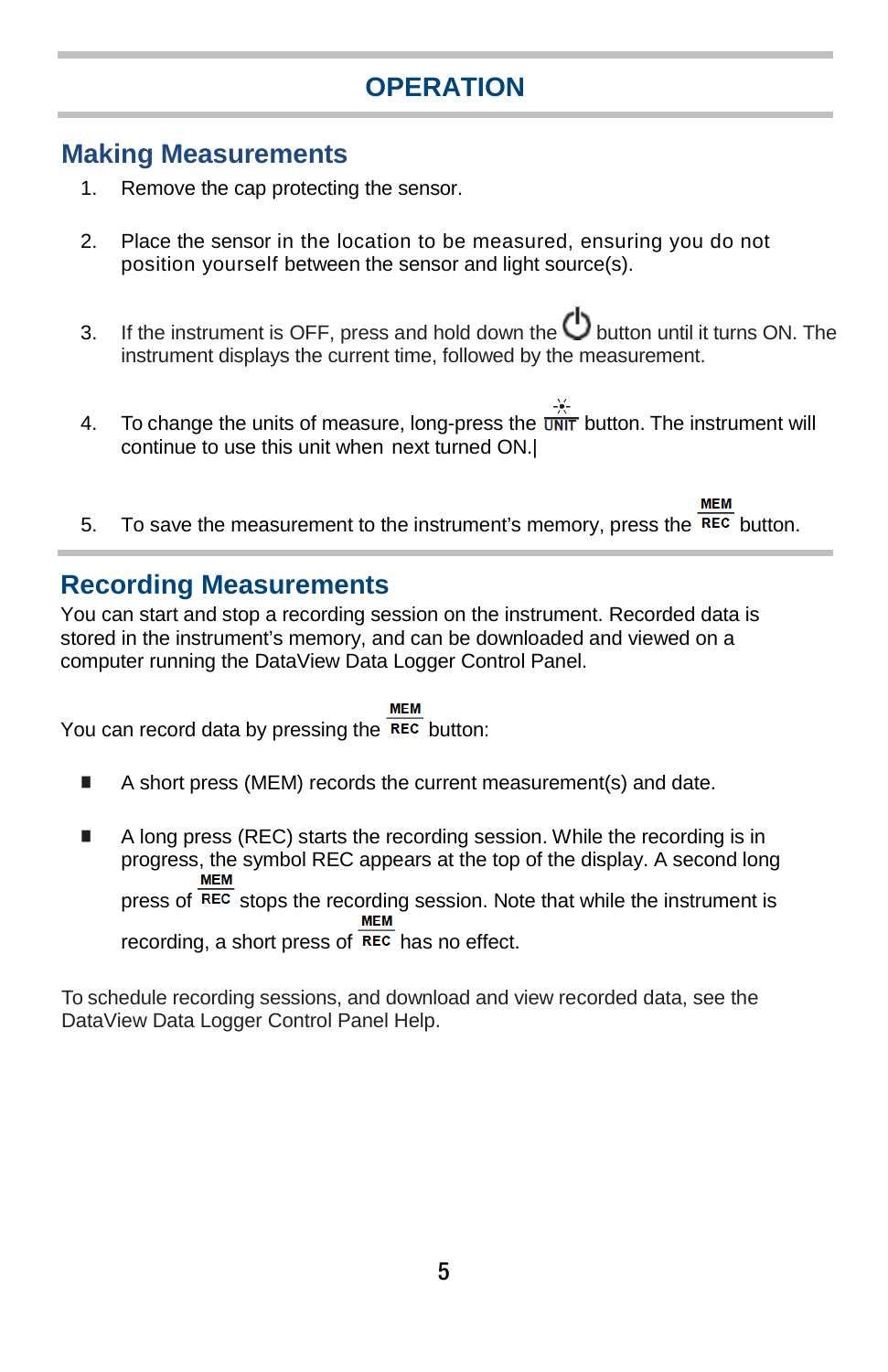# OPERATION

## Making Measurements

1. Remove the cap protecting the sensor.
2. Place the sensor in the location to be measured, ensuring you do not position yourself between the sensor and light source(s).
3. If the instrument is OFF, press and hold down the ⏻ button until it turns ON. The instrument displays the current time, followed by the measurement.
4. To change the units of measure, long-press the UNIT button. The instrument will continue to use this unit when next turned ON.|
5. To save the measurement to the instrument's memory, press the MEM/REC button.

## Recording Measurements

You can start and stop a recording session on the instrument. Recorded data is stored in the instrument's memory, and can be downloaded and viewed on a computer running the DataView Data Logger Control Panel.

You can record data by pressing the MEM/REC button:

- A short press (MEM) records the current measurement(s) and date.
- A long press (REC) starts the recording session. While the recording is in progress, the symbol REC appears at the top of the display. A second long press of MEM/REC stops the recording session. Note that while the instrument is recording, a short press of MEM/REC has no effect.

To schedule recording sessions, and download and view recorded data, see the DataView Data Logger Control Panel Help.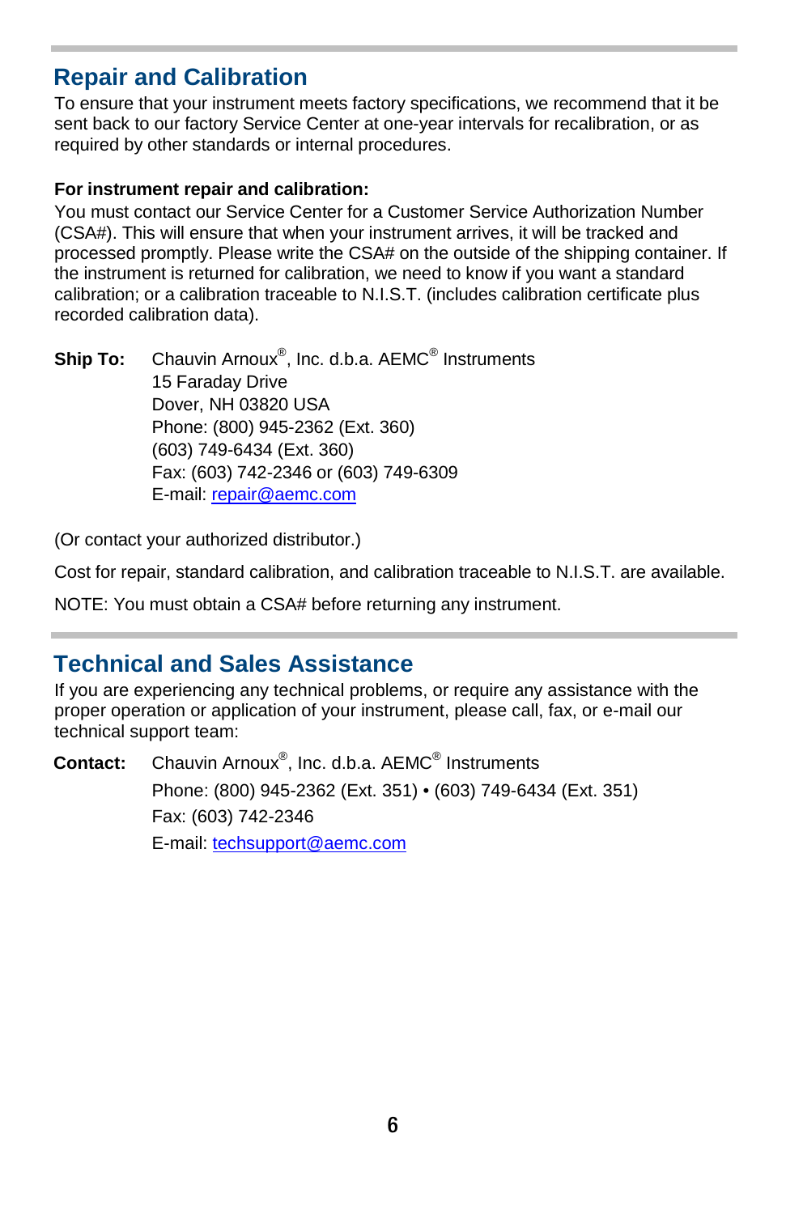## Repair and Calibration

To ensure that your instrument meets factory specifications, we recommend that it be sent back to our factory Service Center at one-year intervals for recalibration, or as required by other standards or internal procedures.

**For instrument repair and calibration:**

You must contact our Service Center for a Customer Service Authorization Number (CSA#). This will ensure that when your instrument arrives, it will be tracked and processed promptly. Please write the CSA# on the outside of the shipping container. If the instrument is returned for calibration, we need to know if you want a standard calibration; or a calibration traceable to N.I.S.T. (includes calibration certificate plus recorded calibration data).

**Ship To:** Chauvin Arnoux®, Inc. d.b.a. AEMC® Instruments
15 Faraday Drive
Dover, NH 03820 USA
Phone: (800) 945-2362 (Ext. 360)
(603) 749-6434 (Ext. 360)
Fax: (603) 742-2346 or (603) 749-6309
E-mail: repair@aemc.com

(Or contact your authorized distributor.)

Cost for repair, standard calibration, and calibration traceable to N.I.S.T. are available.

NOTE: You must obtain a CSA# before returning any instrument.

## Technical and Sales Assistance

If you are experiencing any technical problems, or require any assistance with the proper operation or application of your instrument, please call, fax, or e-mail our technical support team:

**Contact:** Chauvin Arnoux®, Inc. d.b.a. AEMC® Instruments
Phone: (800) 945-2362 (Ext. 351) • (603) 749-6434 (Ext. 351)
Fax: (603) 742-2346
E-mail: techsupport@aemc.com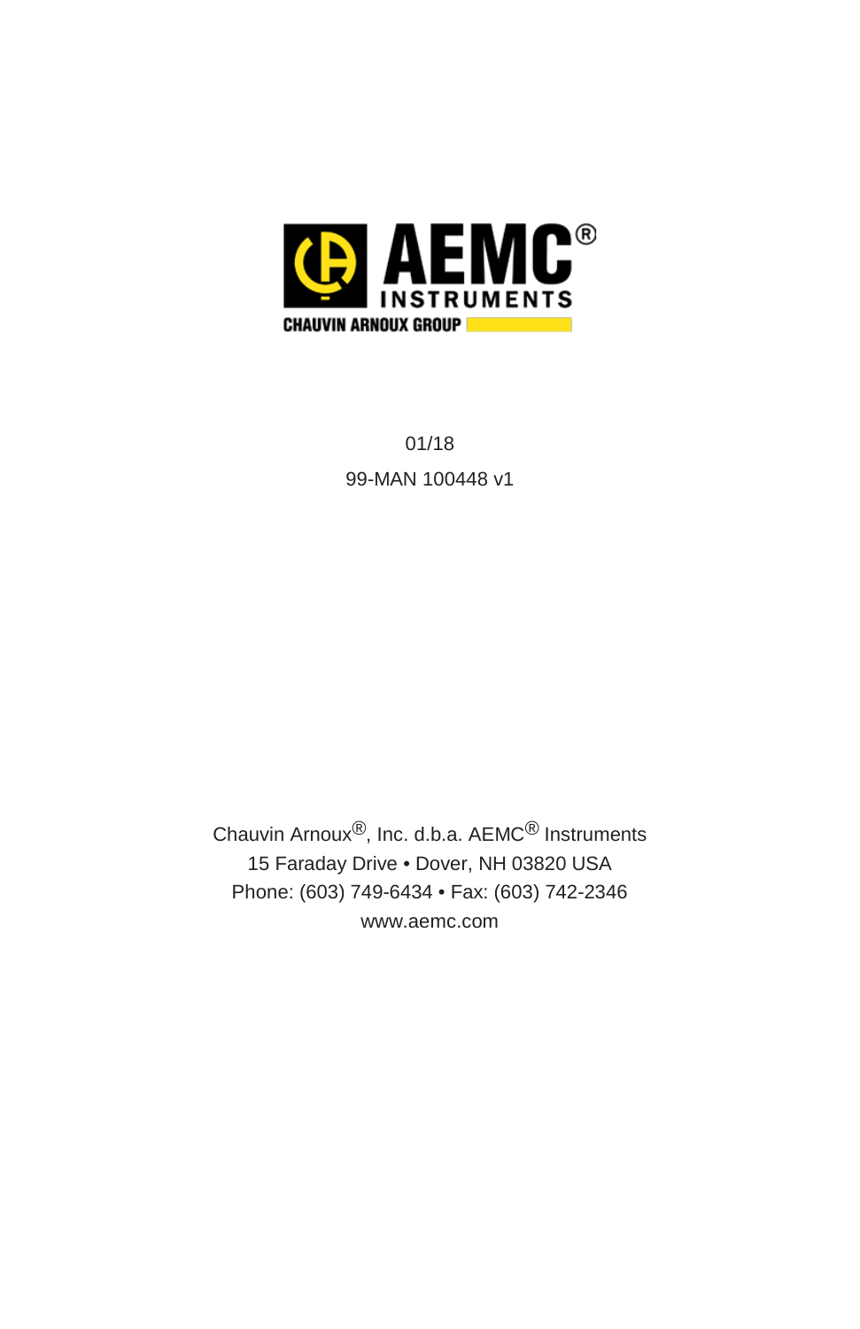AEMC® INSTRUMENTS

CHAUVIN ARNOUX GROUP

01/18

99-MAN 100448 v1

Chauvin Arnoux®, Inc. d.b.a. AEMC® Instruments

15 Faraday Drive • Dover, NH 03820 USA

Phone: (603) 749-6434 • Fax: (603) 742-2346

www.aemc.com